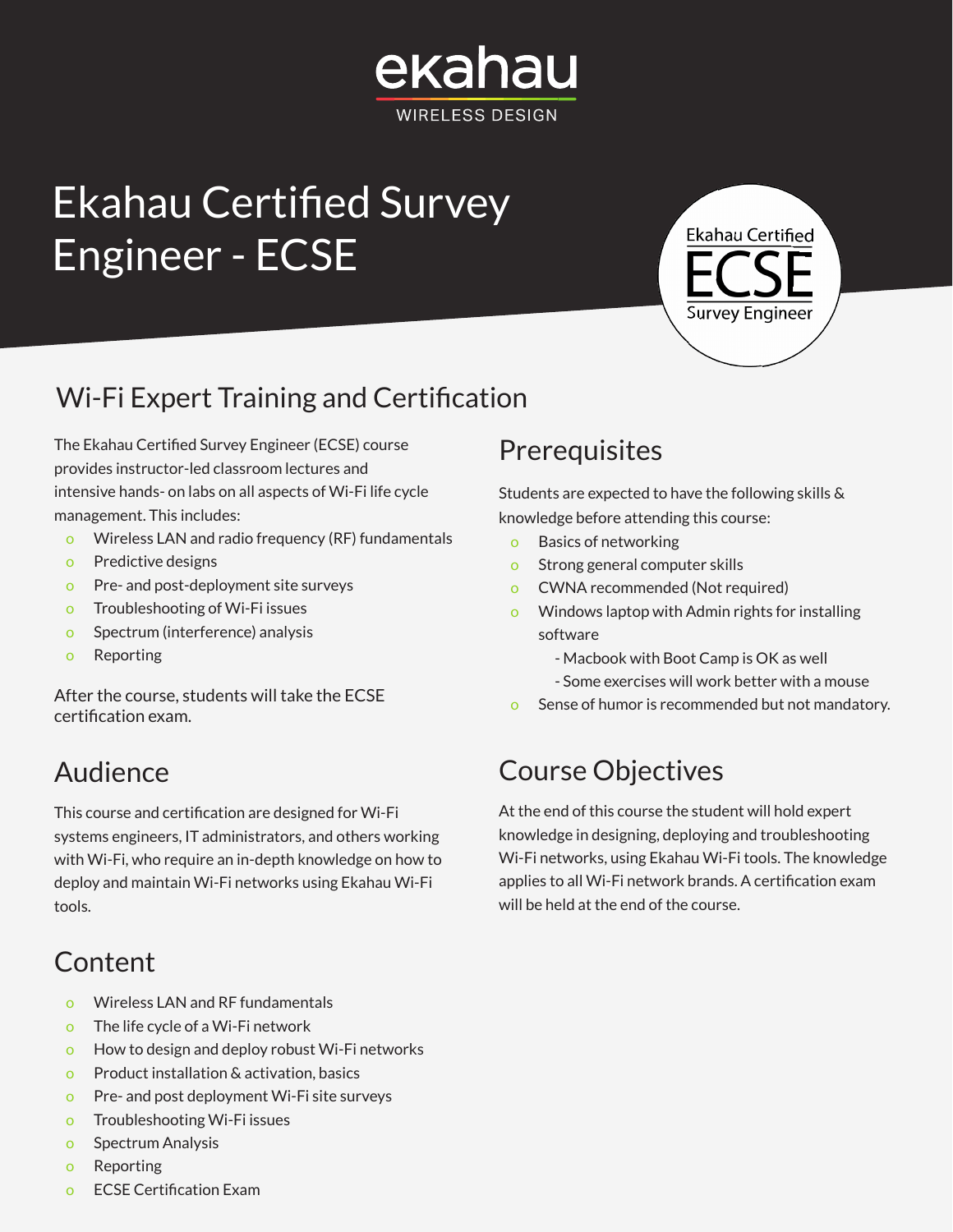ekahau

WIRELESS DESIGN

# Ekahau Certified Survey Engineer - ECSE

Ekahau Certified ECSE Survey Engineer

## Wi-Fi Expert Training and Certification

The Ekahau Certified Survey Engineer (ECSE) course provides instructor-led classroom lectures and intensive hands- on labs on all aspects of Wi-Fi life cycle management. This includes:

- Wireless LAN and radio frequency (RF) fundamentals
- Predictive designs
- Pre- and post-deployment site surveys
- Troubleshooting of Wi-Fi issues
- Spectrum (interference) analysis
- Reporting

After the course, students will take the ECSE certification exam.

## Audience

This course and certification are designed for Wi-Fi systems engineers, IT administrators, and others working with Wi-Fi, who require an in-depth knowledge on how to deploy and maintain Wi-Fi networks using Ekahau Wi-Fi tools.

## Content

- Wireless LAN and RF fundamentals
- The life cycle of a Wi-Fi network
- How to design and deploy robust Wi-Fi networks
- Product installation & activation, basics
- Pre- and post deployment Wi-Fi site surveys
- Troubleshooting Wi-Fi issues
- Spectrum Analysis
- Reporting
- ECSE Certification Exam

## Prerequisites

Students are expected to have the following skills & knowledge before attending this course:

- Basics of networking
- Strong general computer skills
- CWNA recommended (Not required)
- Windows laptop with Admin rights for installing software
  - Macbook with Boot Camp is OK as well
  - Some exercises will work better with a mouse
- Sense of humor is recommended but not mandatory.

## Course Objectives

At the end of this course the student will hold expert knowledge in designing, deploying and troubleshooting Wi-Fi networks, using Ekahau Wi-Fi tools. The knowledge applies to all Wi-Fi network brands. A certification exam will be held at the end of the course.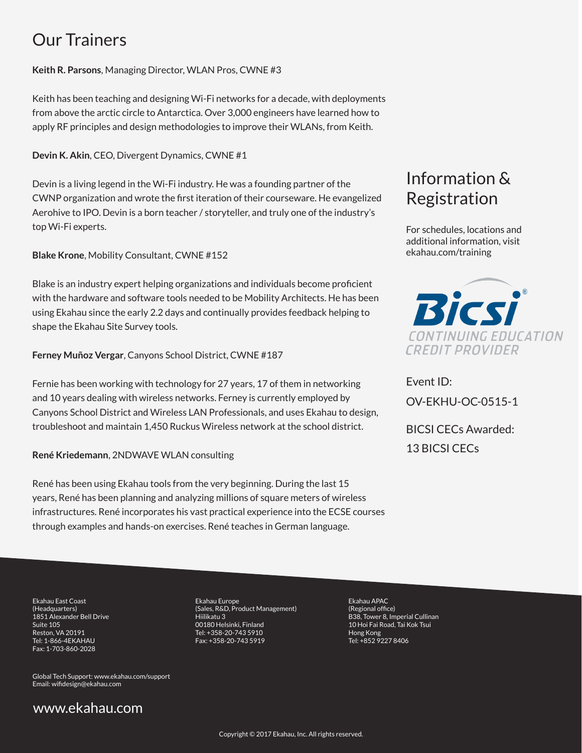# Our Trainers

**Keith R. Parsons**, Managing Director, WLAN Pros, CWNE #3

Keith has been teaching and designing Wi-Fi networks for a decade, with deployments from above the arctic circle to Antarctica. Over 3,000 engineers have learned how to apply RF principles and design methodologies to improve their WLANs, from Keith.

**Devin K. Akin**, CEO, Divergent Dynamics, CWNE #1

Devin is a living legend in the Wi-Fi industry. He was a founding partner of the CWNP organization and wrote the first iteration of their courseware. He evangelized Aerohive to IPO. Devin is a born teacher / storyteller, and truly one of the industry's top Wi-Fi experts.

**Blake Krone**, Mobility Consultant, CWNE #152

Blake is an industry expert helping organizations and individuals become proficient with the hardware and software tools needed to be Mobility Architects. He has been using Ekahau since the early 2.2 days and continually provides feedback helping to shape the Ekahau Site Survey tools.

**Ferney Muñoz Vergar**, Canyons School District, CWNE #187

Fernie has been working with technology for 27 years, 17 of them in networking and 10 years dealing with wireless networks. Ferney is currently employed by Canyons School District and Wireless LAN Professionals, and uses Ekahau to design, troubleshoot and maintain 1,450 Ruckus Wireless network at the school district.

**René Kriedemann**, 2NDWAVE WLAN consulting

René has been using Ekahau tools from the very beginning. During the last 15 years, René has been planning and analyzing millions of square meters of wireless infrastructures. René incorporates his vast practical experience into the ECSE courses through examples and hands-on exercises. René teaches in German language.

# Information & Registration

For schedules, locations and additional information, visit ekahau.com/training

Bicsi® CONTINUING EDUCATION CREDIT PROVIDER

Event ID:
OV-EKHU-OC-0515-1

BICSI CECs Awarded:
13 BICSI CECs

Ekahau East Coast
(Headquarters)
1851 Alexander Bell Drive
Suite 105
Reston, VA 20191
Tel: 1-866-4EKAHAU
Fax: 1-703-860-2028

Ekahau Europe
(Sales, R&D, Product Management)
Hiilikatu 3
00180 Helsinki, Finland
Tel: +358-20-743 5910
Fax: +358-20-743 5919

Ekahau APAC
(Regional office)
B38, Tower 8, Imperial Cullinan
10 Hoi Fai Road, Tai Kok Tsui
Hong Kong
Tel: +852 9227 8406

Global Tech Support: www.ekahau.com/support
Email: wifidesign@ekahau.com

www.ekahau.com

Copyright © 2017 Ekahau, Inc. All rights reserved.